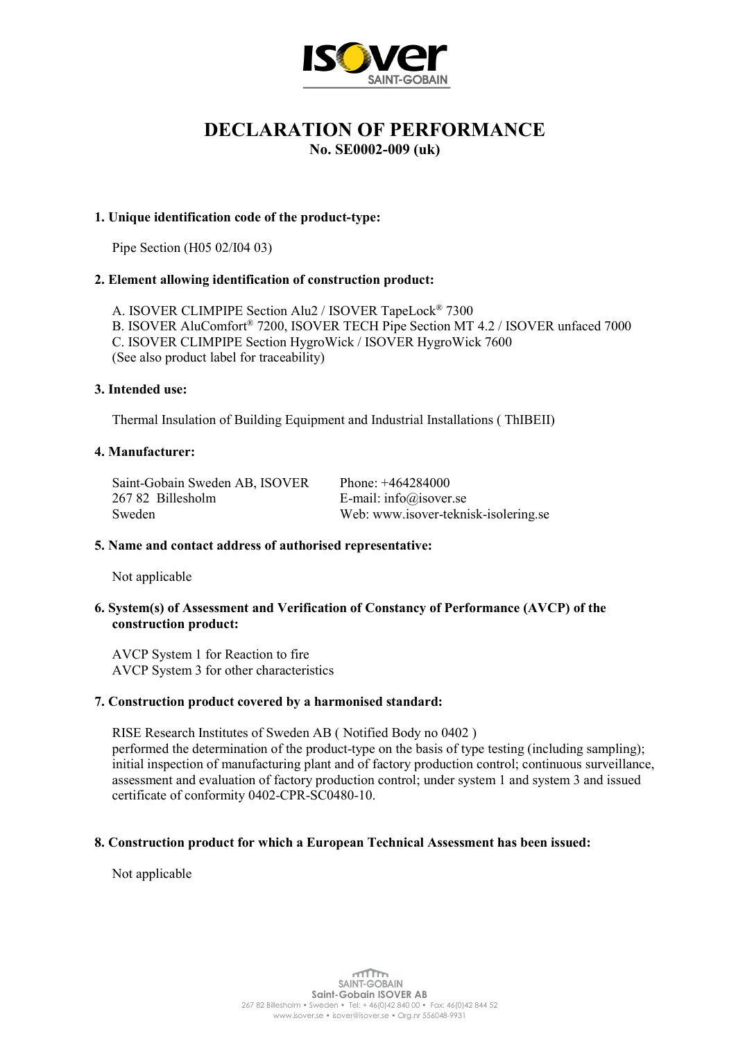# DECLARATION OF PERFORMANCE

**No. SE0002-009 (uk)**

### 1. Unique identification code of the product-type:

Pipe Section (H05 02/I04 03)

### 2. Element allowing identification of construction product:

A. ISOVER CLIMPIPE Section Alu2 / ISOVER TapeLock® 7300
B. ISOVER AluComfort® 7200, ISOVER TECH Pipe Section MT 4.2 / ISOVER unfaced 7000
C. ISOVER CLIMPIPE Section HygroWick / ISOVER HygroWick 7600
(See also product label for traceability)

### 3. Intended use:

Thermal Insulation of Building Equipment and Industrial Installations ( ThIBEII)

### 4. Manufacturer:

Saint-Gobain Sweden AB, ISOVER
267 82 Billesholm
Sweden

Phone: +464284000
E-mail: info@isover.se
Web: www.isover-teknisk-isolering.se

### 5. Name and contact address of authorised representative:

Not applicable

### 6. System(s) of Assessment and Verification of Constancy of Performance (AVCP) of the construction product:

AVCP System 1 for Reaction to fire
AVCP System 3 for other characteristics

### 7. Construction product covered by a harmonised standard:

RISE Research Institutes of Sweden AB ( Notified Body no 0402 )
performed the determination of the product-type on the basis of type testing (including sampling); initial inspection of manufacturing plant and of factory production control; continuous surveillance, assessment and evaluation of factory production control; under system 1 and system 3 and issued certificate of conformity 0402-CPR-SC0480-10.

### 8. Construction product for which a European Technical Assessment has been issued:

Not applicable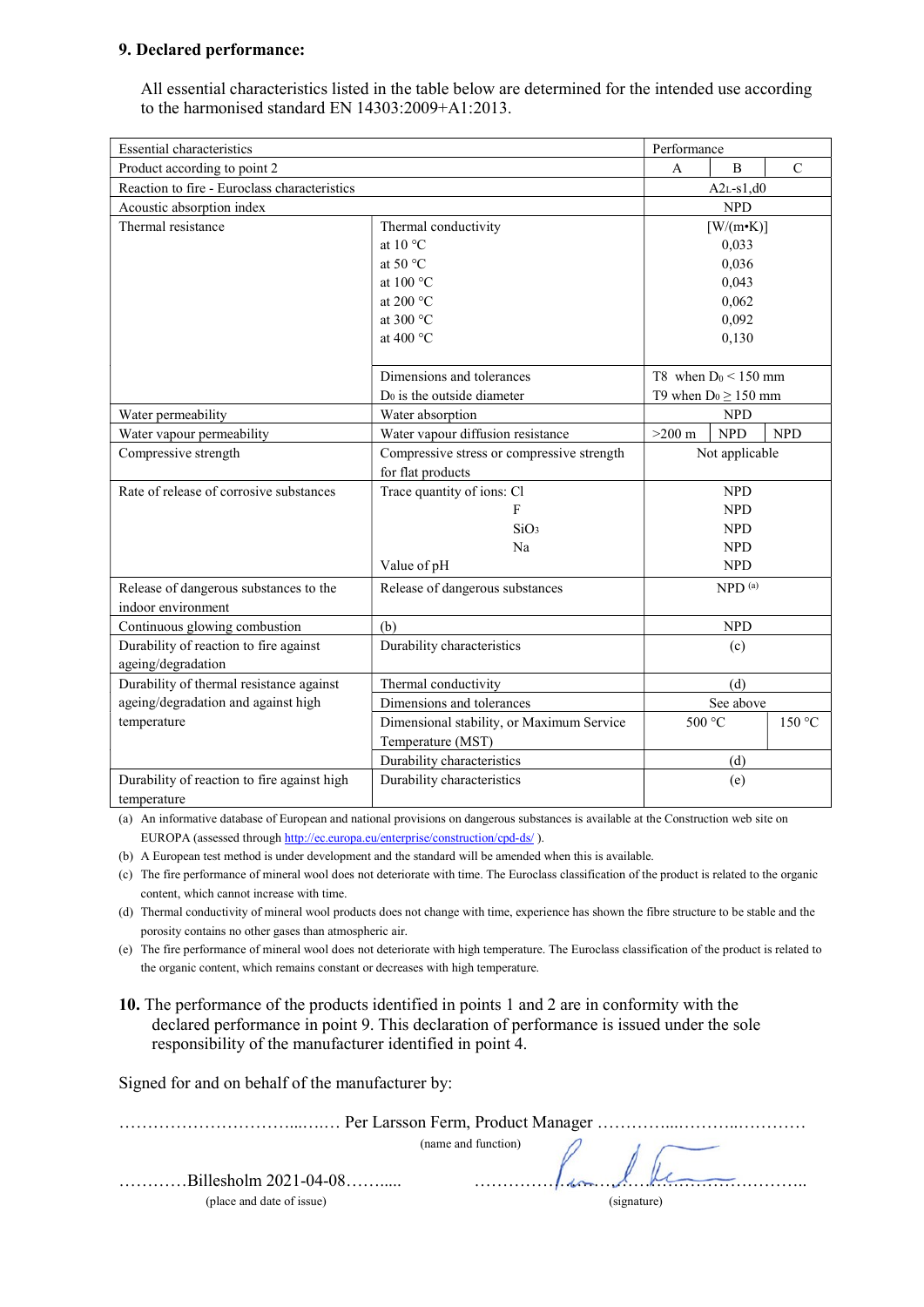**9. Declared performance:**

All essential characteristics listed in the table below are determined for the intended use according to the harmonised standard EN 14303:2009+A1:2013.

| Essential characteristics | | Performance | | |
|---|---|---|---|---|
| Product according to point 2 | | A | B | C |
| Reaction to fire - Euroclass characteristics | | $A2_L$-s1,d0 | | |
| Acoustic absorption index | | NPD | | |
| Thermal resistance | Thermal conductivity<br>at 10 °C<br>at 50 °C<br>at 100 °C<br>at 200 °C<br>at 300 °C<br>at 400 °C | [W/(m•K)]<br>0,033<br>0,036<br>0,043<br>0,062<br>0,092<br>0,130 | | |
| | Dimensions and tolerances<br>$D_0$ is the outside diameter | T8 when $D_0 < 150$ mm<br>T9 when $D_0 \geq 150$ mm | | |
| Water permeability | Water absorption | NPD | | |
| Water vapour permeability | Water vapour diffusion resistance | >200 m | NPD | NPD |
| Compressive strength | Compressive stress or compressive strength for flat products | Not applicable | | |
| Rate of release of corrosive substances | Trace quantity of ions: Cl<br>F<br>$SiO_3$<br>Na<br>Value of pH | NPD<br>NPD<br>NPD<br>NPD<br>NPD | | |
| Release of dangerous substances to the indoor environment | Release of dangerous substances | NPD [(a)] | | |
| Continuous glowing combustion | (b) | NPD | | |
| Durability of reaction to fire against ageing/degradation | Durability characteristics | (c) | | |
| Durability of thermal resistance against ageing/degradation and against high temperature | Thermal conductivity | (d) | | |
| | Dimensions and tolerances | See above | | |
| | Dimensional stability, or Maximum Service Temperature (MST) | 500 °C | | 150 °C |
| | Durability characteristics | (d) | | |
| Durability of reaction to fire against high temperature | Durability characteristics | (e) | | |

(a) An informative database of European and national provisions on dangerous substances is available at the Construction web site on EUROPA (assessed through http://ec.europa.eu/enterprise/construction/cpd-ds/ ).

(b) A European test method is under development and the standard will be amended when this is available.

(c) The fire performance of mineral wool does not deteriorate with time. The Euroclass classification of the product is related to the organic content, which cannot increase with time.

(d) Thermal conductivity of mineral wool products does not change with time, experience has shown the fibre structure to be stable and the porosity contains no other gases than atmospheric air.

(e) The fire performance of mineral wool does not deteriorate with high temperature. The Euroclass classification of the product is related to the organic content, which remains constant or decreases with high temperature.

**10.** The performance of the products identified in points 1 and 2 are in conformity with the declared performance in point 9. This declaration of performance is issued under the sole responsibility of the manufacturer identified in point 4.

Signed for and on behalf of the manufacturer by:

……………………………....…. Per Larsson Ferm, Product Manager ……………...………...…………
(name and function)

…………Billesholm 2021-04-08……..... ……………………………………………………..
(place and date of issue) (signature)